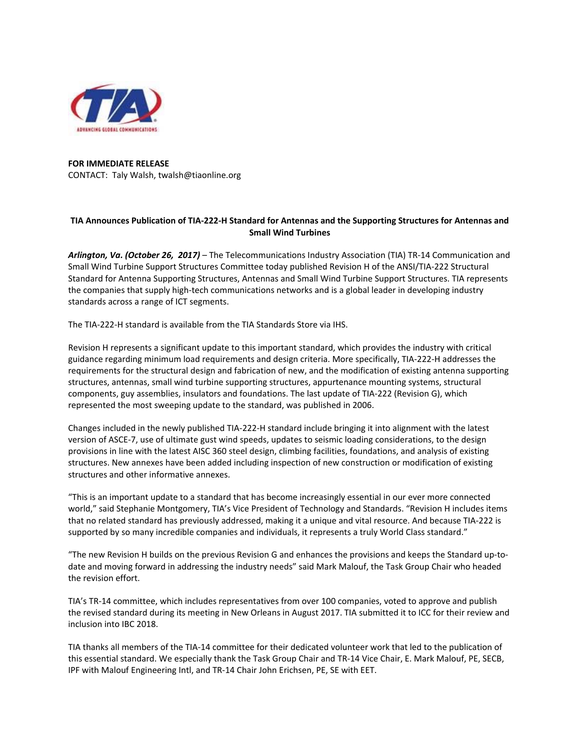**FOR IMMEDIATE RELEASE**
CONTACT: Taly Walsh, twalsh@tiaonline.org

**TIA Announces Publication of TIA-222-H Standard for Antennas and the Supporting Structures for Antennas and Small Wind Turbines**

***Arlington, Va. (October 26, 2017)*** – The Telecommunications Industry Association (TIA) TR-14 Communication and Small Wind Turbine Support Structures Committee today published Revision H of the ANSI/TIA-222 Structural Standard for Antenna Supporting Structures, Antennas and Small Wind Turbine Support Structures. TIA represents the companies that supply high-tech communications networks and is a global leader in developing industry standards across a range of ICT segments.

The TIA-222-H standard is available from the TIA Standards Store via IHS.

Revision H represents a significant update to this important standard, which provides the industry with critical guidance regarding minimum load requirements and design criteria. More specifically, TIA-222-H addresses the requirements for the structural design and fabrication of new, and the modification of existing antenna supporting structures, antennas, small wind turbine supporting structures, appurtenance mounting systems, structural components, guy assemblies, insulators and foundations. The last update of TIA-222 (Revision G), which represented the most sweeping update to the standard, was published in 2006.

Changes included in the newly published TIA-222-H standard include bringing it into alignment with the latest version of ASCE-7, use of ultimate gust wind speeds, updates to seismic loading considerations, to the design provisions in line with the latest AISC 360 steel design, climbing facilities, foundations, and analysis of existing structures. New annexes have been added including inspection of new construction or modification of existing structures and other informative annexes.

"This is an important update to a standard that has become increasingly essential in our ever more connected world," said Stephanie Montgomery, TIA's Vice President of Technology and Standards. "Revision H includes items that no related standard has previously addressed, making it a unique and vital resource. And because TIA-222 is supported by so many incredible companies and individuals, it represents a truly World Class standard."

"The new Revision H builds on the previous Revision G and enhances the provisions and keeps the Standard up-to-date and moving forward in addressing the industry needs" said Mark Malouf, the Task Group Chair who headed the revision effort.

TIA's TR-14 committee, which includes representatives from over 100 companies, voted to approve and publish the revised standard during its meeting in New Orleans in August 2017. TIA submitted it to ICC for their review and inclusion into IBC 2018.

TIA thanks all members of the TIA-14 committee for their dedicated volunteer work that led to the publication of this essential standard. We especially thank the Task Group Chair and TR-14 Vice Chair, E. Mark Malouf, PE, SECB, IPF with Malouf Engineering Intl, and TR-14 Chair John Erichsen, PE, SE with EET.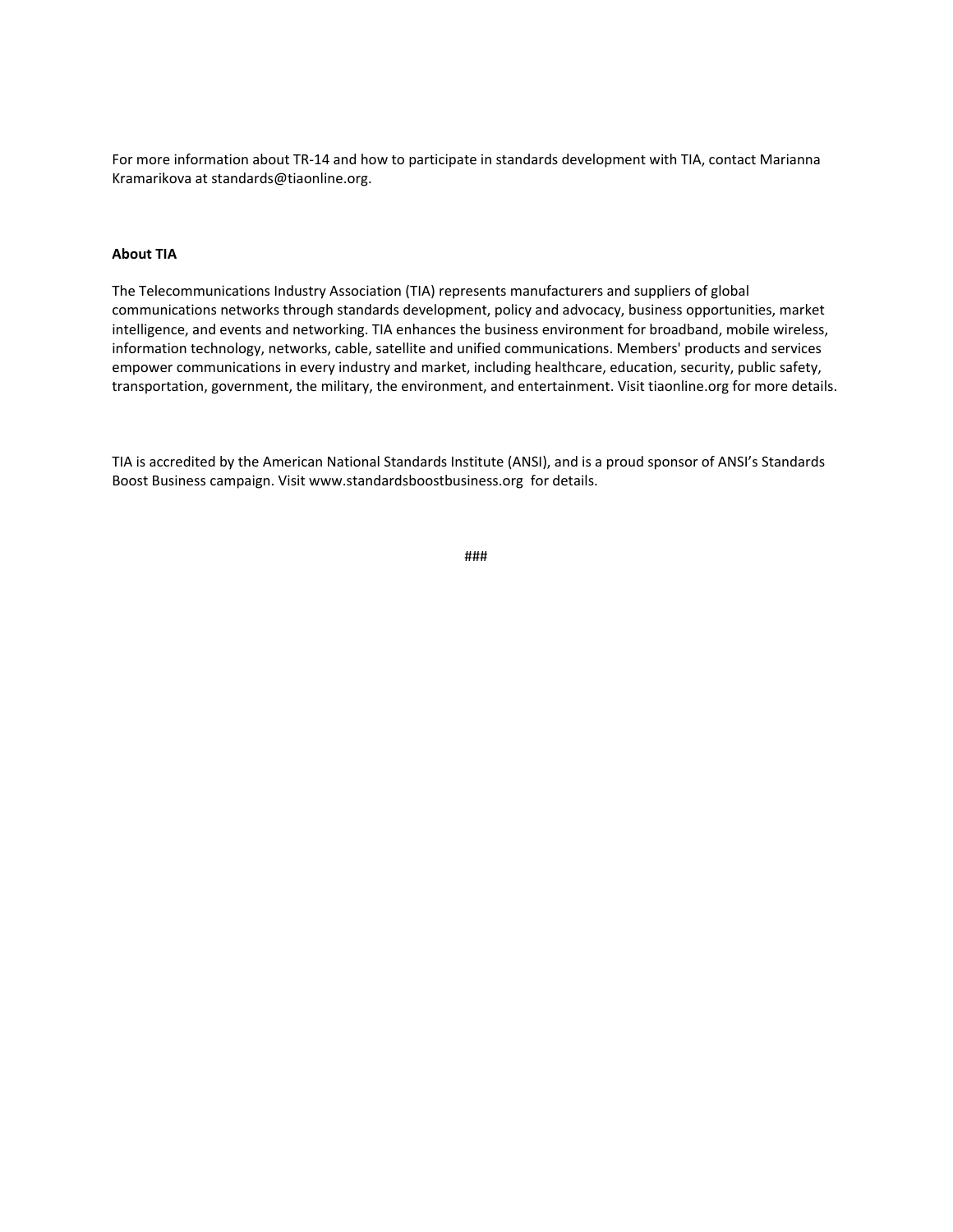For more information about TR-14 and how to participate in standards development with TIA, contact Marianna Kramarikova at standards@tiaonline.org.

**About TIA**

The Telecommunications Industry Association (TIA) represents manufacturers and suppliers of global communications networks through standards development, policy and advocacy, business opportunities, market intelligence, and events and networking. TIA enhances the business environment for broadband, mobile wireless, information technology, networks, cable, satellite and unified communications. Members' products and services empower communications in every industry and market, including healthcare, education, security, public safety, transportation, government, the military, the environment, and entertainment. Visit tiaonline.org for more details.

TIA is accredited by the American National Standards Institute (ANSI), and is a proud sponsor of ANSI's Standards Boost Business campaign. Visit www.standardsboostbusiness.org for details.

###